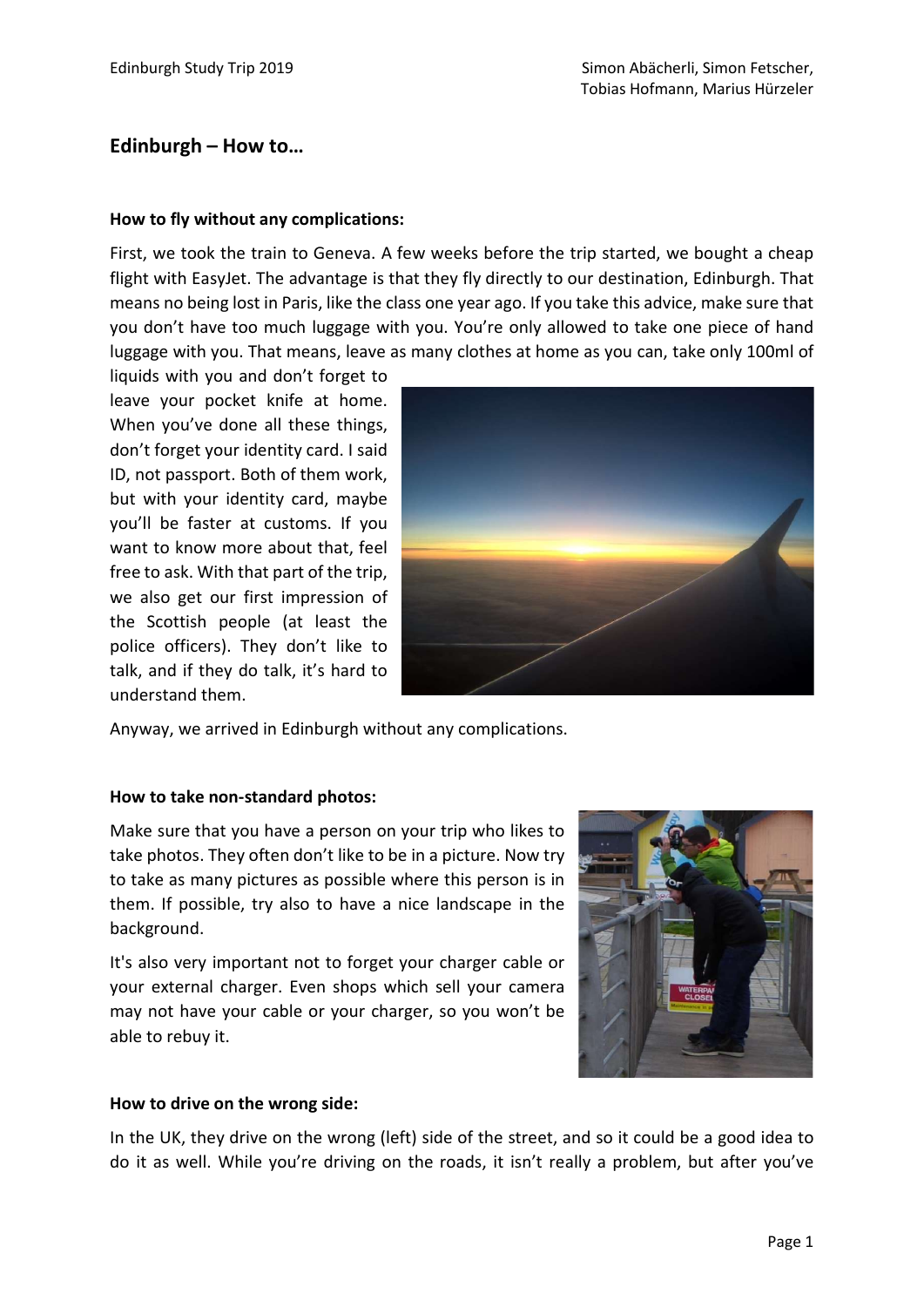# Edinburgh – How to…

**How to fly without any complications:**

First, we took the train to Geneva. A few weeks before the trip started, we bought a cheap flight with EasyJet. The advantage is that they fly directly to our destination, Edinburgh. That means no being lost in Paris, like the class one year ago. If you take this advice, make sure that you don't have too much luggage with you. You're only allowed to take one piece of hand luggage with you. That means, leave as many clothes at home as you can, take only 100ml of liquids with you and don't forget to leave your pocket knife at home. When you've done all these things, don't forget your identity card. I said ID, not passport. Both of them work, but with your identity card, maybe you'll be faster at customs. If you want to know more about that, feel free to ask. With that part of the trip, we also get our first impression of the Scottish people (at least the police officers). They don't like to talk, and if they do talk, it's hard to understand them.

Anyway, we arrived in Edinburgh without any complications.

**How to take non-standard photos:**

Make sure that you have a person on your trip who likes to take photos. They often don't like to be in a picture. Now try to take as many pictures as possible where this person is in them. If possible, try also to have a nice landscape in the background.

It's also very important not to forget your charger cable or your external charger. Even shops which sell your camera may not have your cable or your charger, so you won't be able to rebuy it.

**How to drive on the wrong side:**

In the UK, they drive on the wrong (left) side of the street, and so it could be a good idea to do it as well. While you're driving on the roads, it isn't really a problem, but after you've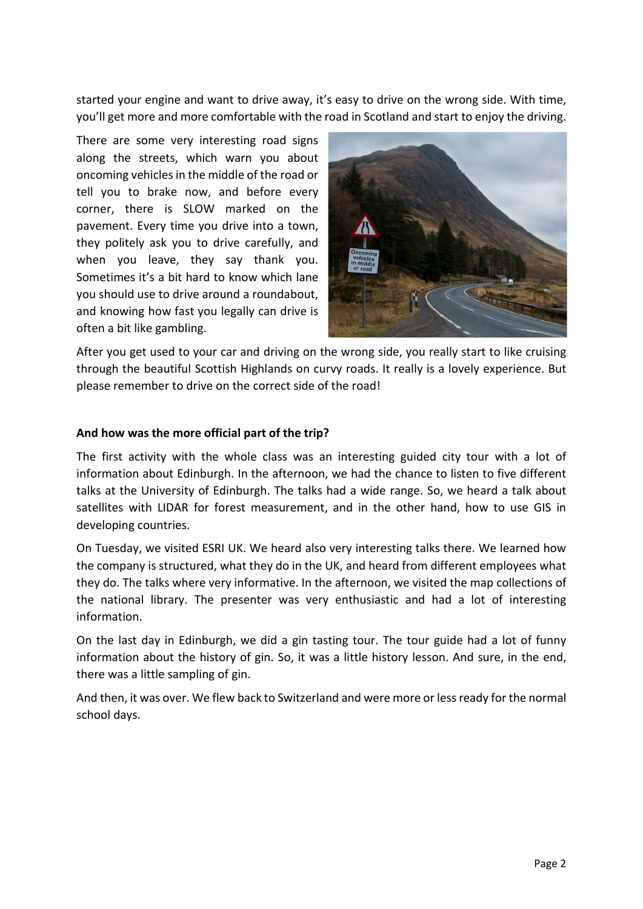started your engine and want to drive away, it's easy to drive on the wrong side. With time, you'll get more and more comfortable with the road in Scotland and start to enjoy the driving.

There are some very interesting road signs along the streets, which warn you about oncoming vehicles in the middle of the road or tell you to brake now, and before every corner, there is SLOW marked on the pavement. Every time you drive into a town, they politely ask you to drive carefully, and when you leave, they say thank you. Sometimes it's a bit hard to know which lane you should use to drive around a roundabout, and knowing how fast you legally can drive is often a bit like gambling.

After you get used to your car and driving on the wrong side, you really start to like cruising through the beautiful Scottish Highlands on curvy roads. It really is a lovely experience. But please remember to drive on the correct side of the road!

**And how was the more official part of the trip?**

The first activity with the whole class was an interesting guided city tour with a lot of information about Edinburgh. In the afternoon, we had the chance to listen to five different talks at the University of Edinburgh. The talks had a wide range. So, we heard a talk about satellites with LIDAR for forest measurement, and in the other hand, how to use GIS in developing countries.

On Tuesday, we visited ESRI UK. We heard also very interesting talks there. We learned how the company is structured, what they do in the UK, and heard from different employees what they do. The talks where very informative. In the afternoon, we visited the map collections of the national library. The presenter was very enthusiastic and had a lot of interesting information.

On the last day in Edinburgh, we did a gin tasting tour. The tour guide had a lot of funny information about the history of gin. So, it was a little history lesson. And sure, in the end, there was a little sampling of gin.

And then, it was over. We flew back to Switzerland and were more or less ready for the normal school days.